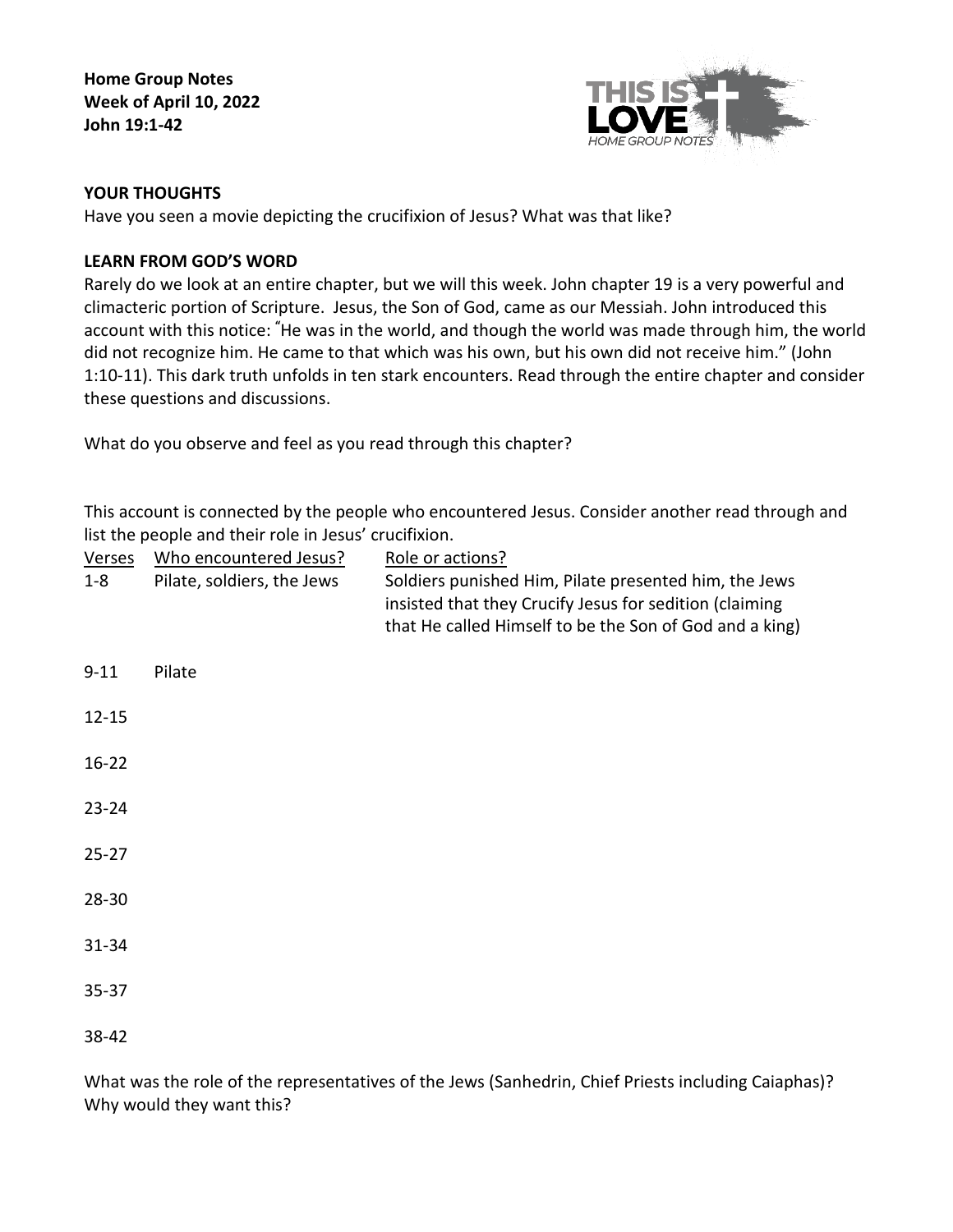**Home Group Notes**
**Week of April 10, 2022**
**John 19:1-42**

THIS IS LOVE
*HOME GROUP NOTES*

## YOUR THOUGHTS

Have you seen a movie depicting the crucifixion of Jesus? What was that like?

## LEARN FROM GOD'S WORD

Rarely do we look at an entire chapter, but we will this week. John chapter 19 is a very powerful and climacteric portion of Scripture. Jesus, the Son of God, came as our Messiah. John introduced this account with this notice: "He was in the world, and though the world was made through him, the world did not recognize him. He came to that which was his own, but his own did not receive him." (John 1:10-11). This dark truth unfolds in ten stark encounters. Read through the entire chapter and consider these questions and discussions.

What do you observe and feel as you read through this chapter?

This account is connected by the people who encountered Jesus. Consider another read through and list the people and their role in Jesus' crucifixion.

| Verses | Who encountered Jesus? | Role or actions? |
| --- | --- | --- |
| 1-8 | Pilate, soldiers, the Jews | Soldiers punished Him, Pilate presented him, the Jews insisted that they Crucify Jesus for sedition (claiming that He called Himself to be the Son of God and a king) |
| 9-11 | Pilate | |
| 12-15 | | |
| 16-22 | | |
| 23-24 | | |
| 25-27 | | |
| 28-30 | | |
| 31-34 | | |
| 35-37 | | |
| 38-42 | | |

What was the role of the representatives of the Jews (Sanhedrin, Chief Priests including Caiaphas)? Why would they want this?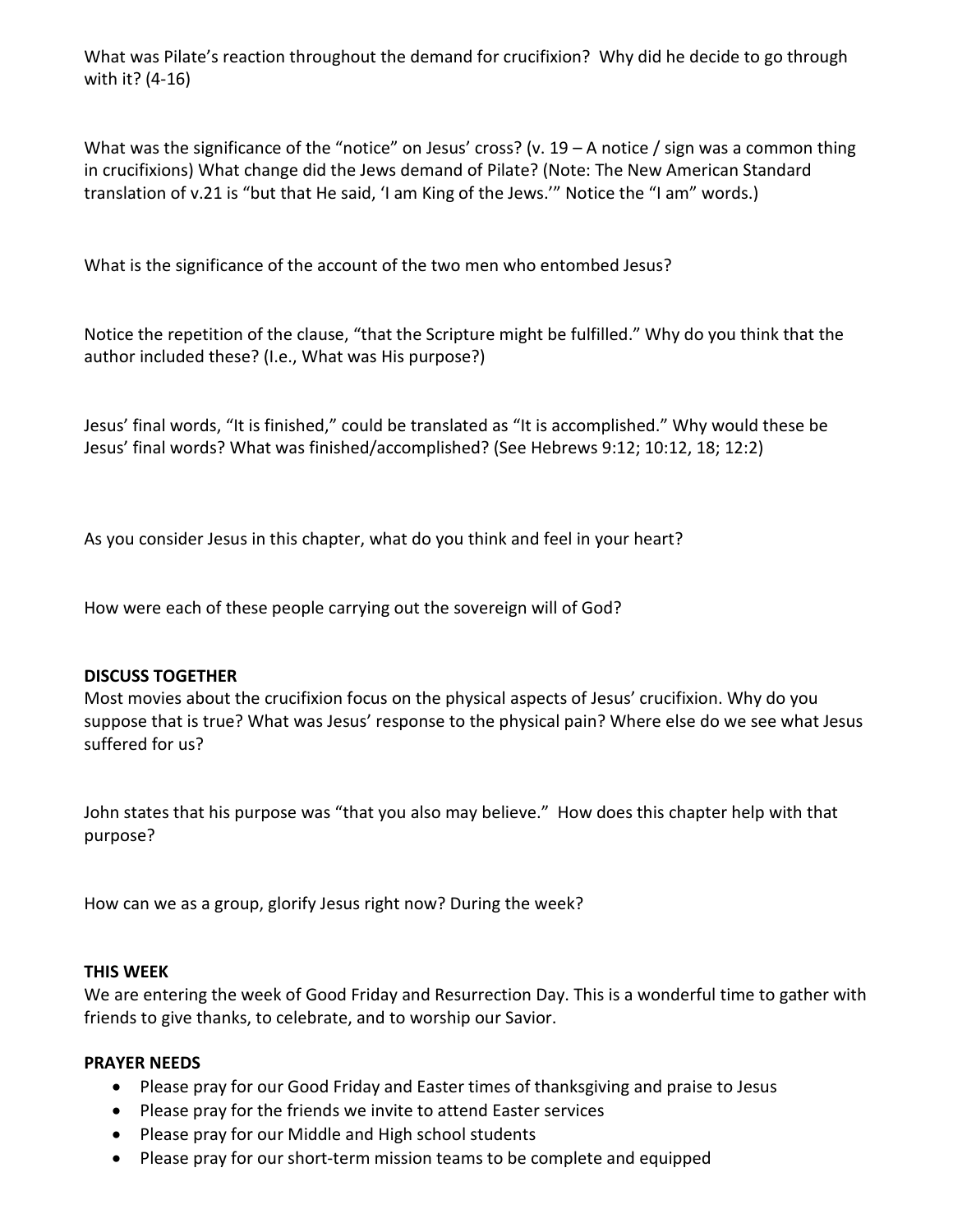What was Pilate's reaction throughout the demand for crucifixion? Why did he decide to go through with it? (4-16)

What was the significance of the "notice" on Jesus' cross? (v. 19 – A notice / sign was a common thing in crucifixions) What change did the Jews demand of Pilate? (Note: The New American Standard translation of v.21 is "but that He said, 'I am King of the Jews.'" Notice the "I am" words.)

What is the significance of the account of the two men who entombed Jesus?

Notice the repetition of the clause, "that the Scripture might be fulfilled." Why do you think that the author included these? (I.e., What was His purpose?)

Jesus' final words, "It is finished," could be translated as "It is accomplished." Why would these be Jesus' final words? What was finished/accomplished? (See Hebrews 9:12; 10:12, 18; 12:2)

As you consider Jesus in this chapter, what do you think and feel in your heart?

How were each of these people carrying out the sovereign will of God?

**DISCUSS TOGETHER**

Most movies about the crucifixion focus on the physical aspects of Jesus' crucifixion. Why do you suppose that is true? What was Jesus' response to the physical pain? Where else do we see what Jesus suffered for us?

John states that his purpose was "that you also may believe." How does this chapter help with that purpose?

How can we as a group, glorify Jesus right now? During the week?

**THIS WEEK**

We are entering the week of Good Friday and Resurrection Day. This is a wonderful time to gather with friends to give thanks, to celebrate, and to worship our Savior.

**PRAYER NEEDS**

- Please pray for our Good Friday and Easter times of thanksgiving and praise to Jesus
- Please pray for the friends we invite to attend Easter services
- Please pray for our Middle and High school students
- Please pray for our short-term mission teams to be complete and equipped